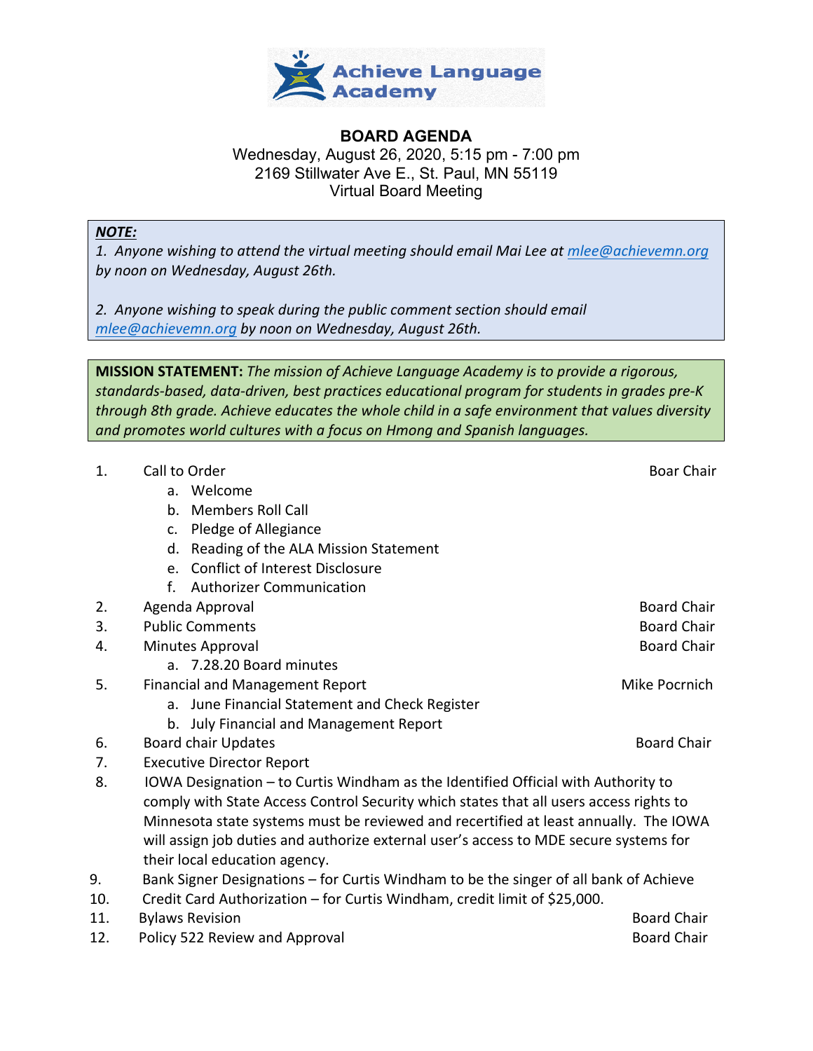Achieve Language Academy

# BOARD AGENDA

Wednesday, August 26, 2020, 5:15 pm - 7:00 pm
2169 Stillwater Ave E., St. Paul, MN 55119
Virtual Board Meeting

***NOTE:***

*1. Anyone wishing to attend the virtual meeting should email Mai Lee at mlee@achievemn.org by noon on Wednesday, August 26th.*

*2. Anyone wishing to speak during the public comment section should email mlee@achievemn.org by noon on Wednesday, August 26th.*

**MISSION STATEMENT:** *The mission of Achieve Language Academy is to provide a rigorous, standards-based, data-driven, best practices educational program for students in grades pre-K through 8th grade. Achieve educates the whole child in a safe environment that values diversity and promotes world cultures with a focus on Hmong and Spanish languages.*

1. Call to Order — Boar Chair
   a. Welcome
   b. Members Roll Call
   c. Pledge of Allegiance
   d. Reading of the ALA Mission Statement
   e. Conflict of Interest Disclosure
   f. Authorizer Communication
2. Agenda Approval — Board Chair
3. Public Comments — Board Chair
4. Minutes Approval — Board Chair
   a. 7.28.20 Board minutes
5. Financial and Management Report — Mike Pocrnich
   a. June Financial Statement and Check Register
   b. July Financial and Management Report
6. Board chair Updates — Board Chair
7. Executive Director Report
8. IOWA Designation – to Curtis Windham as the Identified Official with Authority to comply with State Access Control Security which states that all users access rights to Minnesota state systems must be reviewed and recertified at least annually. The IOWA will assign job duties and authorize external user's access to MDE secure systems for their local education agency.
9. Bank Signer Designations – for Curtis Windham to be the singer of all bank of Achieve
10. Credit Card Authorization – for Curtis Windham, credit limit of $25,000.
11. Bylaws Revision — Board Chair
12. Policy 522 Review and Approval — Board Chair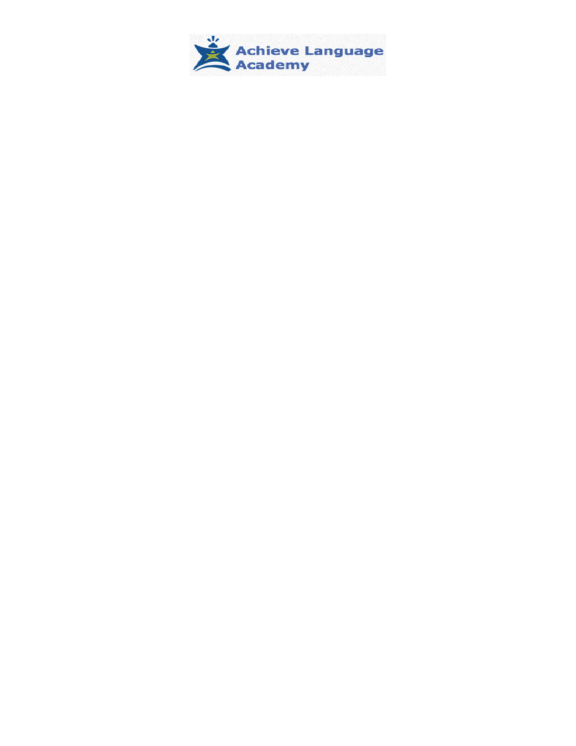Achieve Language Academy